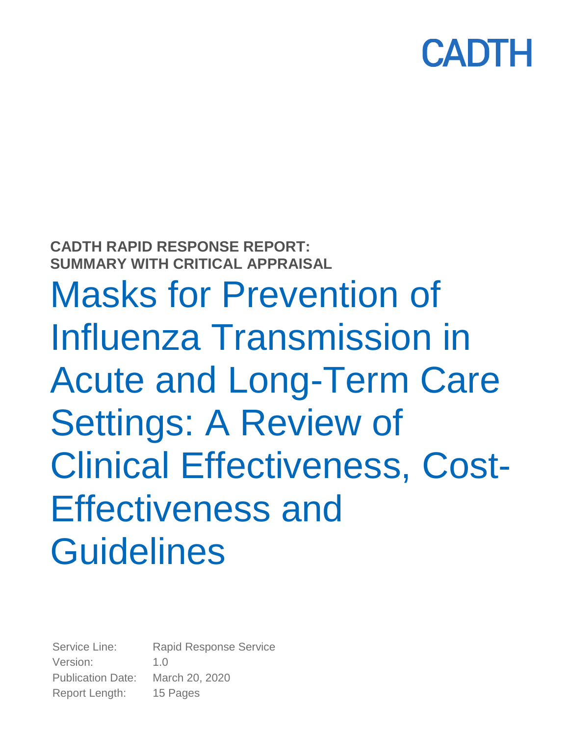CADTH

**CADTH RAPID RESPONSE REPORT: SUMMARY WITH CRITICAL APPRAISAL**

# Masks for Prevention of Influenza Transmission in Acute and Long-Term Care Settings: A Review of Clinical Effectiveness, Cost-Effectiveness and Guidelines

Service Line: Rapid Response Service
Version: 1.0
Publication Date: March 20, 2020
Report Length: 15 Pages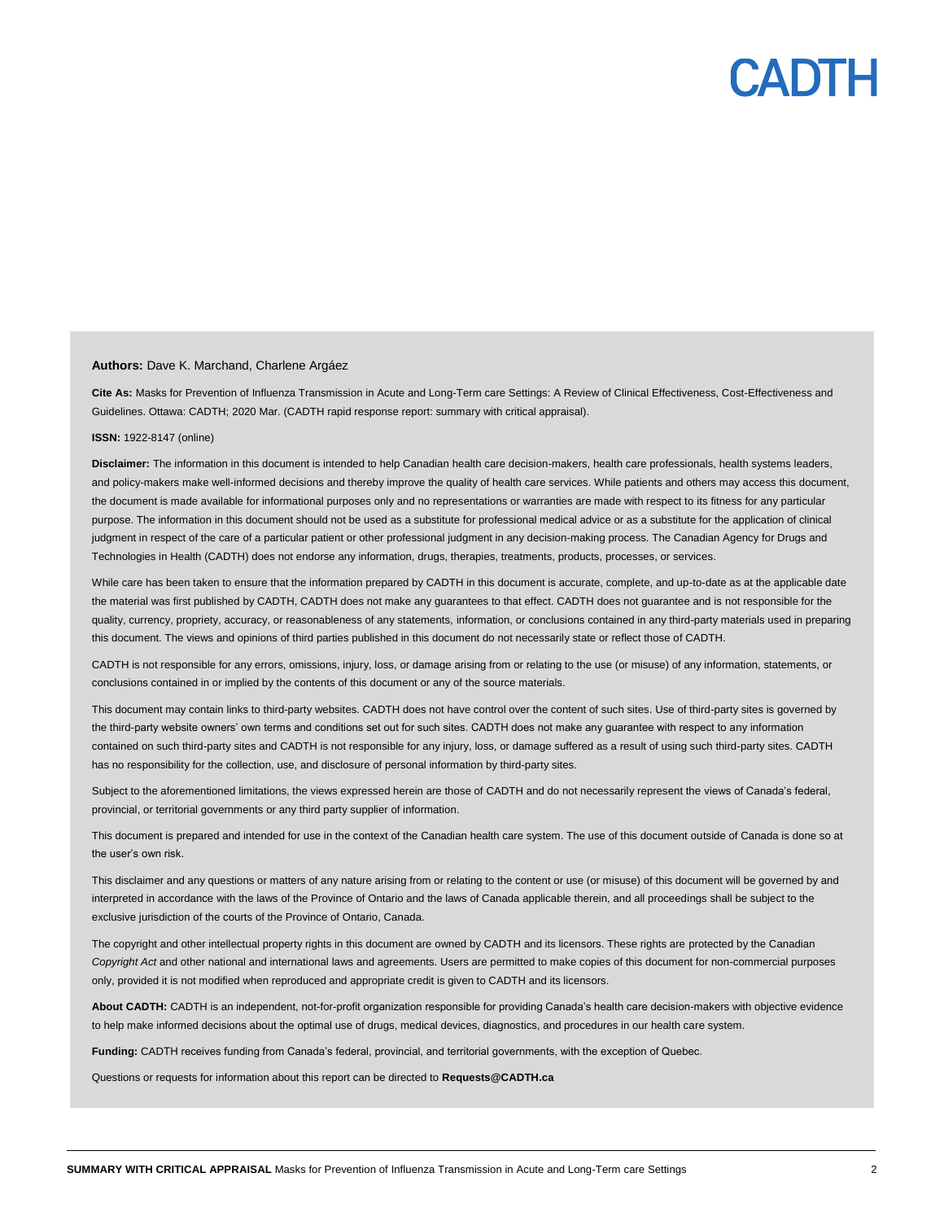**Authors:** Dave K. Marchand, Charlene Argáez

**Cite As:** Masks for Prevention of Influenza Transmission in Acute and Long-Term care Settings: A Review of Clinical Effectiveness, Cost-Effectiveness and Guidelines. Ottawa: CADTH; 2020 Mar. (CADTH rapid response report: summary with critical appraisal).

**ISSN:** 1922-8147 (online)

**Disclaimer:** The information in this document is intended to help Canadian health care decision-makers, health care professionals, health systems leaders, and policy-makers make well-informed decisions and thereby improve the quality of health care services. While patients and others may access this document, the document is made available for informational purposes only and no representations or warranties are made with respect to its fitness for any particular purpose. The information in this document should not be used as a substitute for professional medical advice or as a substitute for the application of clinical judgment in respect of the care of a particular patient or other professional judgment in any decision-making process. The Canadian Agency for Drugs and Technologies in Health (CADTH) does not endorse any information, drugs, therapies, treatments, products, processes, or services.

While care has been taken to ensure that the information prepared by CADTH in this document is accurate, complete, and up-to-date as at the applicable date the material was first published by CADTH, CADTH does not make any guarantees to that effect. CADTH does not guarantee and is not responsible for the quality, currency, propriety, accuracy, or reasonableness of any statements, information, or conclusions contained in any third-party materials used in preparing this document. The views and opinions of third parties published in this document do not necessarily state or reflect those of CADTH.

CADTH is not responsible for any errors, omissions, injury, loss, or damage arising from or relating to the use (or misuse) of any information, statements, or conclusions contained in or implied by the contents of this document or any of the source materials.

This document may contain links to third-party websites. CADTH does not have control over the content of such sites. Use of third-party sites is governed by the third-party website owners' own terms and conditions set out for such sites. CADTH does not make any guarantee with respect to any information contained on such third-party sites and CADTH is not responsible for any injury, loss, or damage suffered as a result of using such third-party sites. CADTH has no responsibility for the collection, use, and disclosure of personal information by third-party sites.

Subject to the aforementioned limitations, the views expressed herein are those of CADTH and do not necessarily represent the views of Canada's federal, provincial, or territorial governments or any third party supplier of information.

This document is prepared and intended for use in the context of the Canadian health care system. The use of this document outside of Canada is done so at the user's own risk.

This disclaimer and any questions or matters of any nature arising from or relating to the content or use (or misuse) of this document will be governed by and interpreted in accordance with the laws of the Province of Ontario and the laws of Canada applicable therein, and all proceedings shall be subject to the exclusive jurisdiction of the courts of the Province of Ontario, Canada.

The copyright and other intellectual property rights in this document are owned by CADTH and its licensors. These rights are protected by the Canadian *Copyright Act* and other national and international laws and agreements. Users are permitted to make copies of this document for non-commercial purposes only, provided it is not modified when reproduced and appropriate credit is given to CADTH and its licensors.

**About CADTH:** CADTH is an independent, not-for-profit organization responsible for providing Canada's health care decision-makers with objective evidence to help make informed decisions about the optimal use of drugs, medical devices, diagnostics, and procedures in our health care system.

**Funding:** CADTH receives funding from Canada's federal, provincial, and territorial governments, with the exception of Quebec.

Questions or requests for information about this report can be directed to **Requests@CADTH.ca**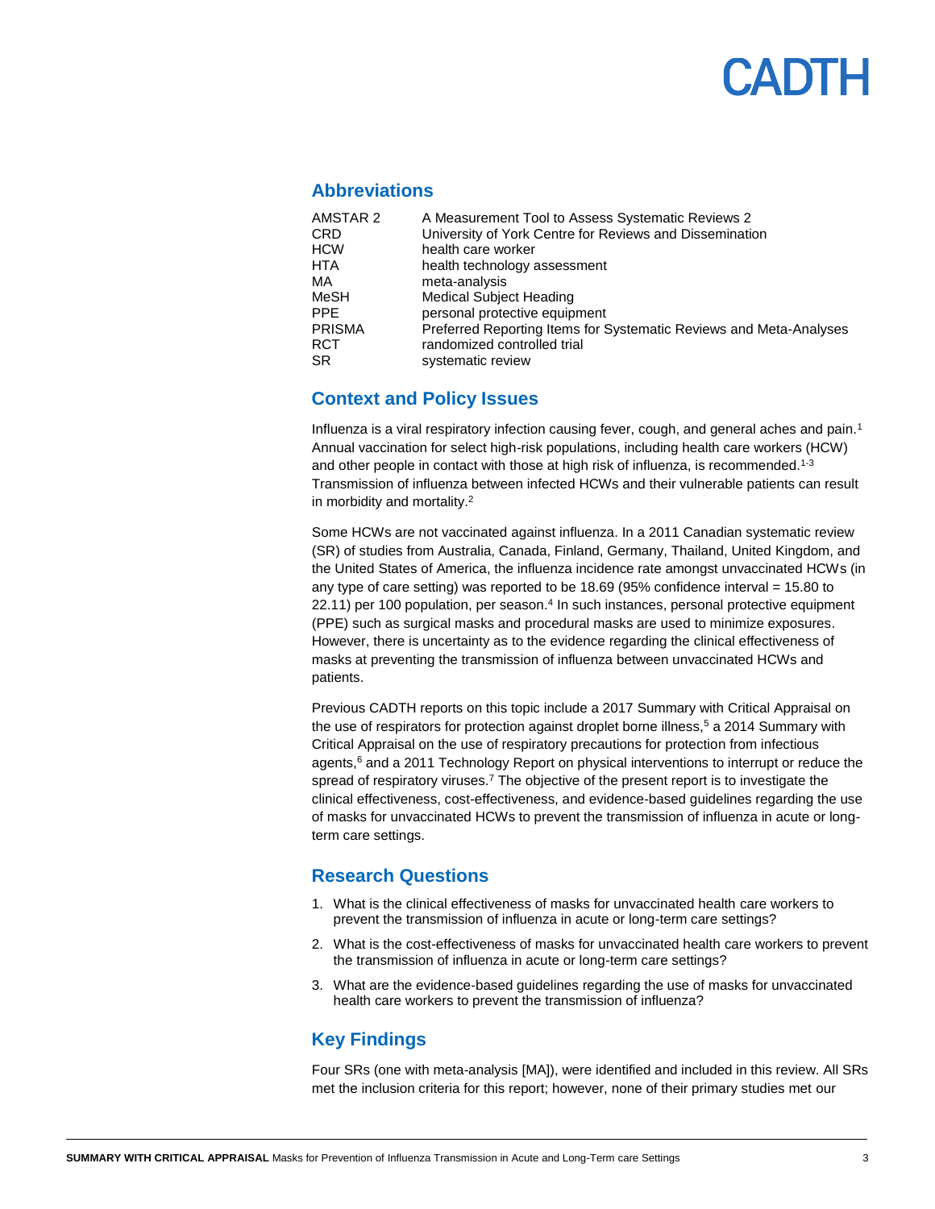## Abbreviations

| | |
|---|---|
| AMSTAR 2 | A Measurement Tool to Assess Systematic Reviews 2 |
| CRD | University of York Centre for Reviews and Dissemination |
| HCW | health care worker |
| HTA | health technology assessment |
| MA | meta-analysis |
| MeSH | Medical Subject Heading |
| PPE | personal protective equipment |
| PRISMA | Preferred Reporting Items for Systematic Reviews and Meta-Analyses |
| RCT | randomized controlled trial |
| SR | systematic review |

## Context and Policy Issues

Influenza is a viral respiratory infection causing fever, cough, and general aches and pain.[1] Annual vaccination for select high-risk populations, including health care workers (HCW) and other people in contact with those at high risk of influenza, is recommended.[1-3] Transmission of influenza between infected HCWs and their vulnerable patients can result in morbidity and mortality.[2]

Some HCWs are not vaccinated against influenza. In a 2011 Canadian systematic review (SR) of studies from Australia, Canada, Finland, Germany, Thailand, United Kingdom, and the United States of America, the influenza incidence rate amongst unvaccinated HCWs (in any type of care setting) was reported to be 18.69 (95% confidence interval = 15.80 to 22.11) per 100 population, per season.[4] In such instances, personal protective equipment (PPE) such as surgical masks and procedural masks are used to minimize exposures. However, there is uncertainty as to the evidence regarding the clinical effectiveness of masks at preventing the transmission of influenza between unvaccinated HCWs and patients.

Previous CADTH reports on this topic include a 2017 Summary with Critical Appraisal on the use of respirators for protection against droplet borne illness,[5] a 2014 Summary with Critical Appraisal on the use of respiratory precautions for protection from infectious agents,[6] and a 2011 Technology Report on physical interventions to interrupt or reduce the spread of respiratory viruses.[7] The objective of the present report is to investigate the clinical effectiveness, cost-effectiveness, and evidence-based guidelines regarding the use of masks for unvaccinated HCWs to prevent the transmission of influenza in acute or long-term care settings.

## Research Questions

1. What is the clinical effectiveness of masks for unvaccinated health care workers to prevent the transmission of influenza in acute or long-term care settings?
2. What is the cost-effectiveness of masks for unvaccinated health care workers to prevent the transmission of influenza in acute or long-term care settings?
3. What are the evidence-based guidelines regarding the use of masks for unvaccinated health care workers to prevent the transmission of influenza?

## Key Findings

Four SRs (one with meta-analysis [MA]), were identified and included in this review. All SRs met the inclusion criteria for this report; however, none of their primary studies met our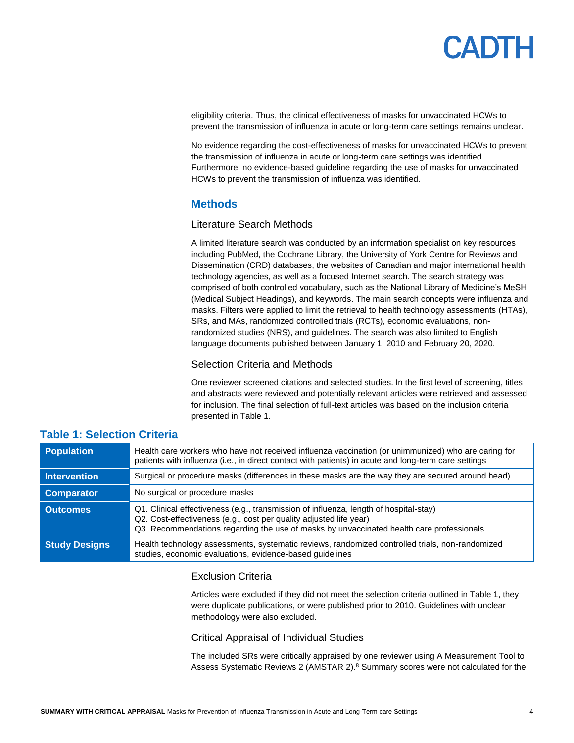eligibility criteria. Thus, the clinical effectiveness of masks for unvaccinated HCWs to prevent the transmission of influenza in acute or long-term care settings remains unclear.

No evidence regarding the cost-effectiveness of masks for unvaccinated HCWs to prevent the transmission of influenza in acute or long-term care settings was identified. Furthermore, no evidence-based guideline regarding the use of masks for unvaccinated HCWs to prevent the transmission of influenza was identified.

## Methods

### Literature Search Methods

A limited literature search was conducted by an information specialist on key resources including PubMed, the Cochrane Library, the University of York Centre for Reviews and Dissemination (CRD) databases, the websites of Canadian and major international health technology agencies, as well as a focused Internet search. The search strategy was comprised of both controlled vocabulary, such as the National Library of Medicine's MeSH (Medical Subject Headings), and keywords. The main search concepts were influenza and masks. Filters were applied to limit the retrieval to health technology assessments (HTAs), SRs, and MAs, randomized controlled trials (RCTs), economic evaluations, non-randomized studies (NRS), and guidelines. The search was also limited to English language documents published between January 1, 2010 and February 20, 2020.

### Selection Criteria and Methods

One reviewer screened citations and selected studies. In the first level of screening, titles and abstracts were reviewed and potentially relevant articles were retrieved and assessed for inclusion. The final selection of full-text articles was based on the inclusion criteria presented in Table 1.

**Table 1: Selection Criteria**

| | |
|---|---|
| **Population** | Health care workers who have not received influenza vaccination (or unimmunized) who are caring for patients with influenza (i.e., in direct contact with patients) in acute and long-term care settings |
| **Intervention** | Surgical or procedure masks (differences in these masks are the way they are secured around head) |
| **Comparator** | No surgical or procedure masks |
| **Outcomes** | Q1. Clinical effectiveness (e.g., transmission of influenza, length of hospital-stay)<br>Q2. Cost-effectiveness (e.g., cost per quality adjusted life year)<br>Q3. Recommendations regarding the use of masks by unvaccinated health care professionals |
| **Study Designs** | Health technology assessments, systematic reviews, randomized controlled trials, non-randomized studies, economic evaluations, evidence-based guidelines |

### Exclusion Criteria

Articles were excluded if they did not meet the selection criteria outlined in Table 1, they were duplicate publications, or were published prior to 2010. Guidelines with unclear methodology were also excluded.

### Critical Appraisal of Individual Studies

The included SRs were critically appraised by one reviewer using A Measurement Tool to Assess Systematic Reviews 2 (AMSTAR 2).[8] Summary scores were not calculated for the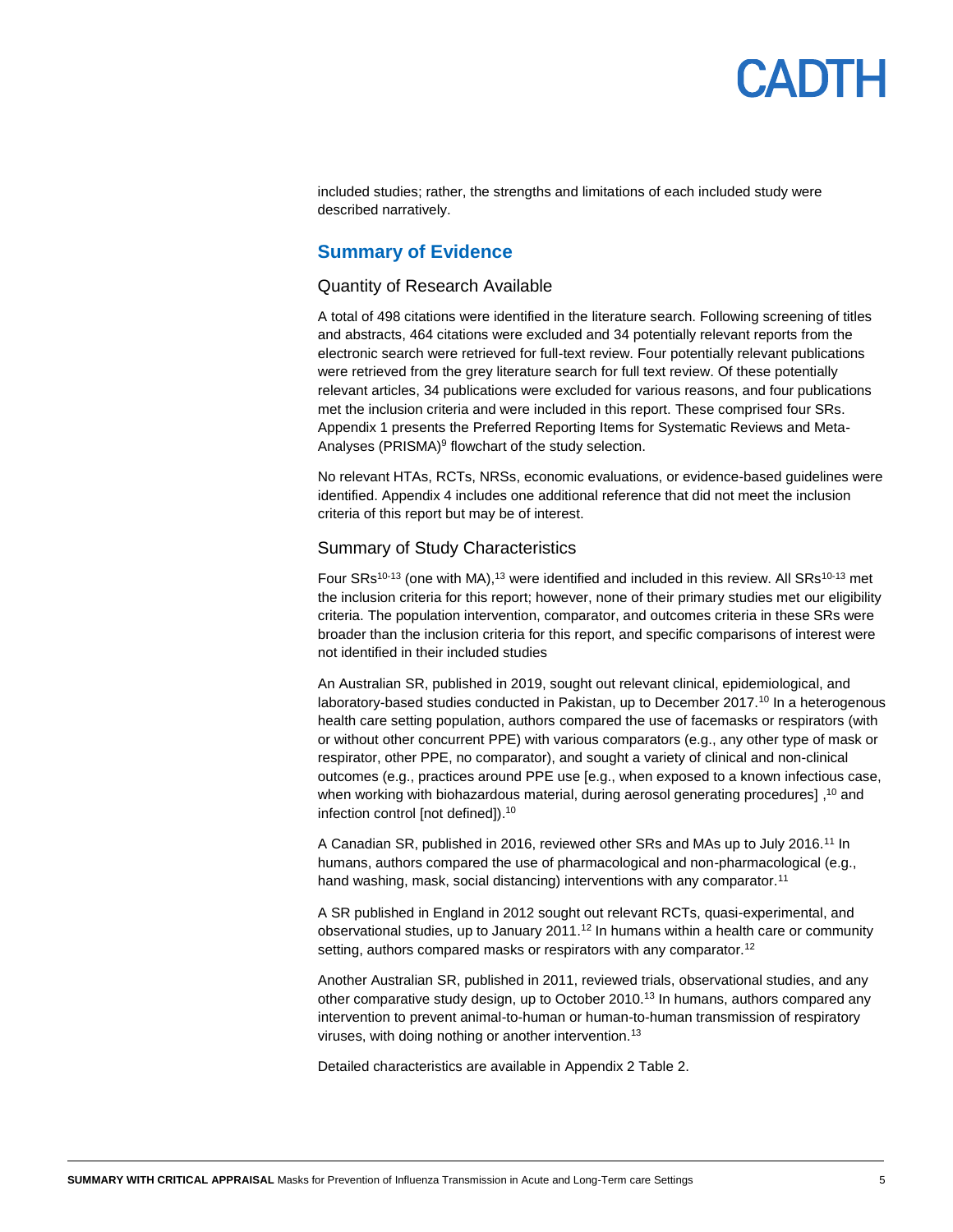included studies; rather, the strengths and limitations of each included study were described narratively.

## Summary of Evidence

### Quantity of Research Available

A total of 498 citations were identified in the literature search. Following screening of titles and abstracts, 464 citations were excluded and 34 potentially relevant reports from the electronic search were retrieved for full-text review. Four potentially relevant publications were retrieved from the grey literature search for full text review. Of these potentially relevant articles, 34 publications were excluded for various reasons, and four publications met the inclusion criteria and were included in this report. These comprised four SRs. Appendix 1 presents the Preferred Reporting Items for Systematic Reviews and Meta-Analyses (PRISMA)[9] flowchart of the study selection.

No relevant HTAs, RCTs, NRSs, economic evaluations, or evidence-based guidelines were identified. Appendix 4 includes one additional reference that did not meet the inclusion criteria of this report but may be of interest.

### Summary of Study Characteristics

Four SRs[10-13] (one with MA),[13] were identified and included in this review. All SRs[10-13] met the inclusion criteria for this report; however, none of their primary studies met our eligibility criteria. The population intervention, comparator, and outcomes criteria in these SRs were broader than the inclusion criteria for this report, and specific comparisons of interest were not identified in their included studies

An Australian SR, published in 2019, sought out relevant clinical, epidemiological, and laboratory-based studies conducted in Pakistan, up to December 2017.[10] In a heterogenous health care setting population, authors compared the use of facemasks or respirators (with or without other concurrent PPE) with various comparators (e.g., any other type of mask or respirator, other PPE, no comparator), and sought a variety of clinical and non-clinical outcomes (e.g., practices around PPE use [e.g., when exposed to a known infectious case, when working with biohazardous material, during aerosol generating procedures] ,[10] and infection control [not defined]).[10]

A Canadian SR, published in 2016, reviewed other SRs and MAs up to July 2016.[11] In humans, authors compared the use of pharmacological and non-pharmacological (e.g., hand washing, mask, social distancing) interventions with any comparator.[11]

A SR published in England in 2012 sought out relevant RCTs, quasi-experimental, and observational studies, up to January 2011.[12] In humans within a health care or community setting, authors compared masks or respirators with any comparator.[12]

Another Australian SR, published in 2011, reviewed trials, observational studies, and any other comparative study design, up to October 2010.[13] In humans, authors compared any intervention to prevent animal-to-human or human-to-human transmission of respiratory viruses, with doing nothing or another intervention.[13]

Detailed characteristics are available in Appendix 2 Table 2.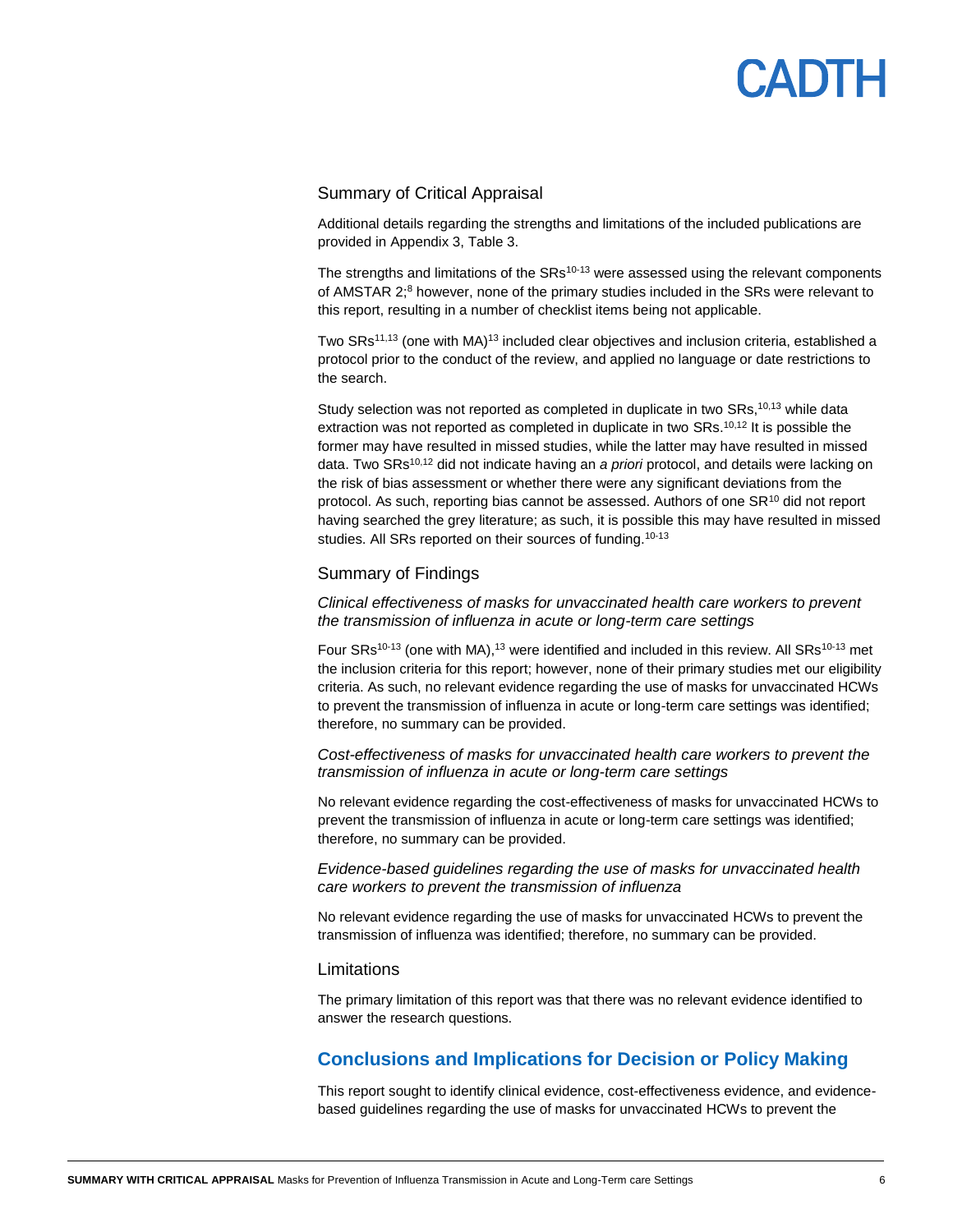### Summary of Critical Appraisal

Additional details regarding the strengths and limitations of the included publications are provided in Appendix 3, Table 3.

The strengths and limitations of the SRs[10-13] were assessed using the relevant components of AMSTAR 2;[8] however, none of the primary studies included in the SRs were relevant to this report, resulting in a number of checklist items being not applicable.

Two SRs[11,13] (one with MA)[13] included clear objectives and inclusion criteria, established a protocol prior to the conduct of the review, and applied no language or date restrictions to the search.

Study selection was not reported as completed in duplicate in two SRs,[10,13] while data extraction was not reported as completed in duplicate in two SRs.[10,12] It is possible the former may have resulted in missed studies, while the latter may have resulted in missed data. Two SRs[10,12] did not indicate having an *a priori* protocol, and details were lacking on the risk of bias assessment or whether there were any significant deviations from the protocol. As such, reporting bias cannot be assessed. Authors of one SR[10] did not report having searched the grey literature; as such, it is possible this may have resulted in missed studies. All SRs reported on their sources of funding.[10-13]

### Summary of Findings

*Clinical effectiveness of masks for unvaccinated health care workers to prevent the transmission of influenza in acute or long-term care settings*

Four SRs[10-13] (one with MA),[13] were identified and included in this review. All SRs[10-13] met the inclusion criteria for this report; however, none of their primary studies met our eligibility criteria. As such, no relevant evidence regarding the use of masks for unvaccinated HCWs to prevent the transmission of influenza in acute or long-term care settings was identified; therefore, no summary can be provided.

*Cost-effectiveness of masks for unvaccinated health care workers to prevent the transmission of influenza in acute or long-term care settings*

No relevant evidence regarding the cost-effectiveness of masks for unvaccinated HCWs to prevent the transmission of influenza in acute or long-term care settings was identified; therefore, no summary can be provided.

*Evidence-based guidelines regarding the use of masks for unvaccinated health care workers to prevent the transmission of influenza*

No relevant evidence regarding the use of masks for unvaccinated HCWs to prevent the transmission of influenza was identified; therefore, no summary can be provided.

### Limitations

The primary limitation of this report was that there was no relevant evidence identified to answer the research questions.

## Conclusions and Implications for Decision or Policy Making

This report sought to identify clinical evidence, cost-effectiveness evidence, and evidence-based guidelines regarding the use of masks for unvaccinated HCWs to prevent the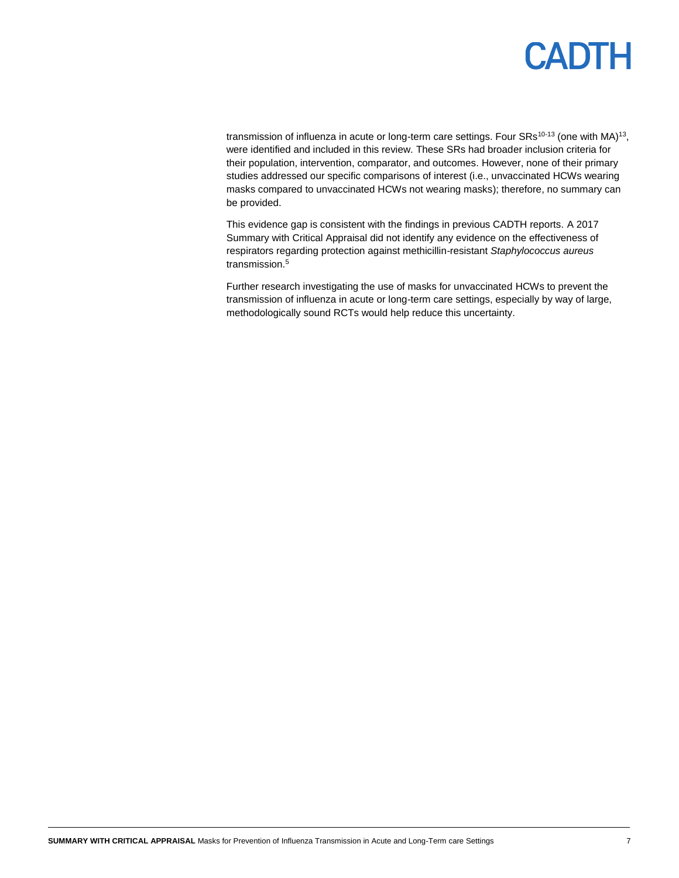transmission of influenza in acute or long-term care settings. Four SRs[10-13] (one with MA)[13], were identified and included in this review. These SRs had broader inclusion criteria for their population, intervention, comparator, and outcomes. However, none of their primary studies addressed our specific comparisons of interest (i.e., unvaccinated HCWs wearing masks compared to unvaccinated HCWs not wearing masks); therefore, no summary can be provided.

This evidence gap is consistent with the findings in previous CADTH reports. A 2017 Summary with Critical Appraisal did not identify any evidence on the effectiveness of respirators regarding protection against methicillin-resistant *Staphylococcus aureus* transmission.[5]

Further research investigating the use of masks for unvaccinated HCWs to prevent the transmission of influenza in acute or long-term care settings, especially by way of large, methodologically sound RCTs would help reduce this uncertainty.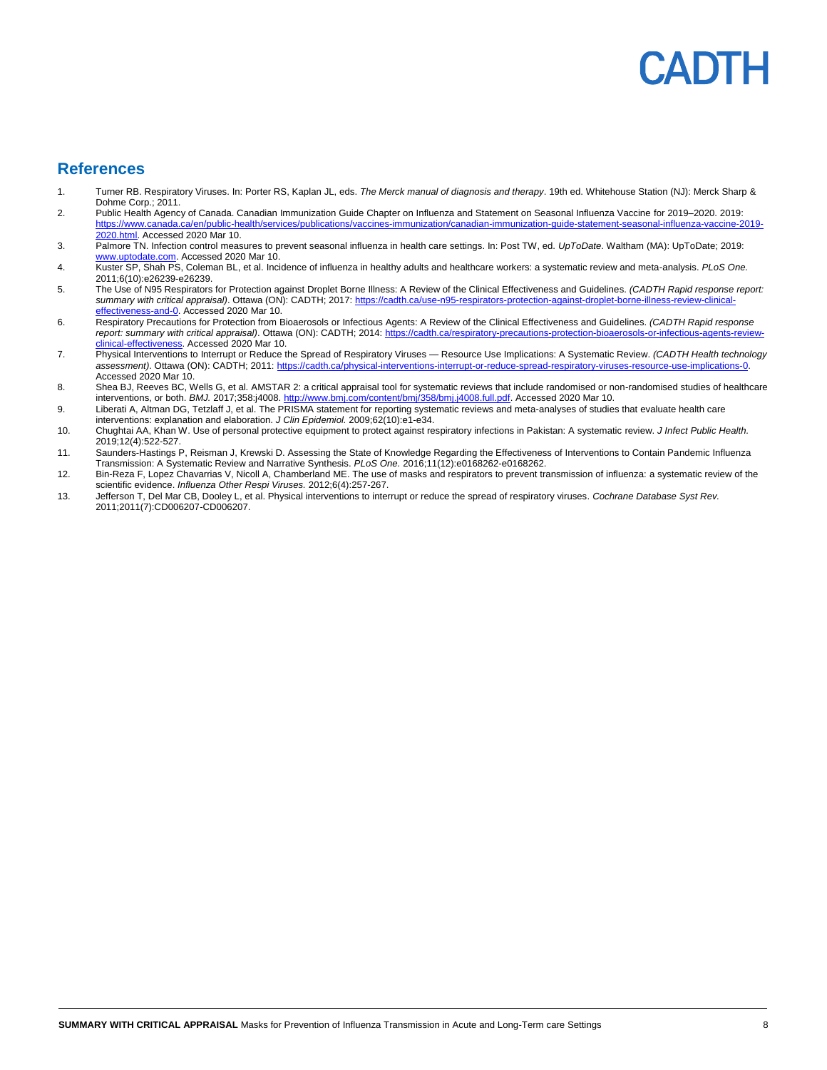## References

1. Turner RB. Respiratory Viruses. In: Porter RS, Kaplan JL, eds. *The Merck manual of diagnosis and therapy*. 19th ed. Whitehouse Station (NJ): Merck Sharp & Dohme Corp.; 2011.
2. Public Health Agency of Canada. Canadian Immunization Guide Chapter on Influenza and Statement on Seasonal Influenza Vaccine for 2019–2020. 2019: https://www.canada.ca/en/public-health/services/publications/vaccines-immunization/canadian-immunization-guide-statement-seasonal-influenza-vaccine-2019-2020.html. Accessed 2020 Mar 10.
3. Palmore TN. Infection control measures to prevent seasonal influenza in health care settings. In: Post TW, ed. *UpToDate*. Waltham (MA): UpToDate; 2019: www.uptodate.com. Accessed 2020 Mar 10.
4. Kuster SP, Shah PS, Coleman BL, et al. Incidence of influenza in healthy adults and healthcare workers: a systematic review and meta-analysis. *PLoS One.* 2011;6(10):e26239-e26239.
5. The Use of N95 Respirators for Protection against Droplet Borne Illness: A Review of the Clinical Effectiveness and Guidelines. *(CADTH Rapid response report: summary with critical appraisal)*. Ottawa (ON): CADTH; 2017: https://cadth.ca/use-n95-respirators-protection-against-droplet-borne-illness-review-clinical-effectiveness-and-0. Accessed 2020 Mar 10.
6. Respiratory Precautions for Protection from Bioaerosols or Infectious Agents: A Review of the Clinical Effectiveness and Guidelines. *(CADTH Rapid response report: summary with critical appraisal)*. Ottawa (ON): CADTH; 2014: https://cadth.ca/respiratory-precautions-protection-bioaerosols-or-infectious-agents-review-clinical-effectiveness. Accessed 2020 Mar 10.
7. Physical Interventions to Interrupt or Reduce the Spread of Respiratory Viruses — Resource Use Implications: A Systematic Review. *(CADTH Health technology assessment)*. Ottawa (ON): CADTH; 2011: https://cadth.ca/physical-interventions-interrupt-or-reduce-spread-respiratory-viruses-resource-use-implications-0. Accessed 2020 Mar 10.
8. Shea BJ, Reeves BC, Wells G, et al. AMSTAR 2: a critical appraisal tool for systematic reviews that include randomised or non-randomised studies of healthcare interventions, or both. *BMJ.* 2017;358:j4008. http://www.bmj.com/content/bmj/358/bmj.j4008.full.pdf. Accessed 2020 Mar 10.
9. Liberati A, Altman DG, Tetzlaff J, et al. The PRISMA statement for reporting systematic reviews and meta-analyses of studies that evaluate health care interventions: explanation and elaboration. *J Clin Epidemiol.* 2009;62(10):e1-e34.
10. Chughtai AA, Khan W. Use of personal protective equipment to protect against respiratory infections in Pakistan: A systematic review. *J Infect Public Health.* 2019;12(4):522-527.
11. Saunders-Hastings P, Reisman J, Krewski D. Assessing the State of Knowledge Regarding the Effectiveness of Interventions to Contain Pandemic Influenza Transmission: A Systematic Review and Narrative Synthesis. *PLoS One.* 2016;11(12):e0168262-e0168262.
12. Bin-Reza F, Lopez Chavarrias V, Nicoll A, Chamberland ME. The use of masks and respirators to prevent transmission of influenza: a systematic review of the scientific evidence. *Influenza Other Respi Viruses.* 2012;6(4):257-267.
13. Jefferson T, Del Mar CB, Dooley L, et al. Physical interventions to interrupt or reduce the spread of respiratory viruses. *Cochrane Database Syst Rev.* 2011;2011(7):CD006207-CD006207.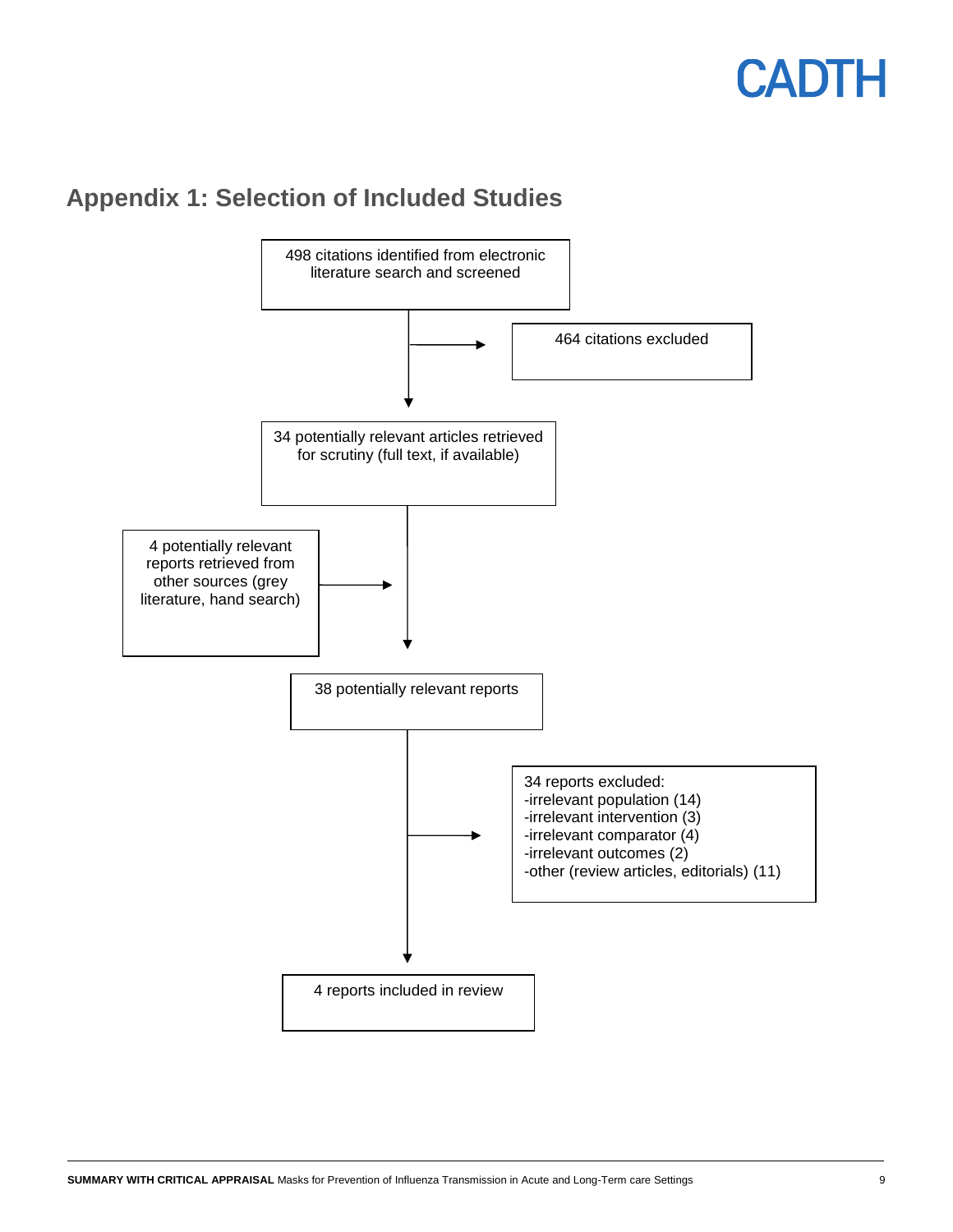## Appendix 1: Selection of Included Studies

498 citations identified from electronic literature search and screened

→ 464 citations excluded

34 potentially relevant articles retrieved for scrutiny (full text, if available)

4 potentially relevant reports retrieved from other sources (grey literature, hand search)

38 potentially relevant reports

→ 34 reports excluded:
- -irrelevant population (14)
- -irrelevant intervention (3)
- -irrelevant comparator (4)
- -irrelevant outcomes (2)
- -other (review articles, editorials) (11)

4 reports included in review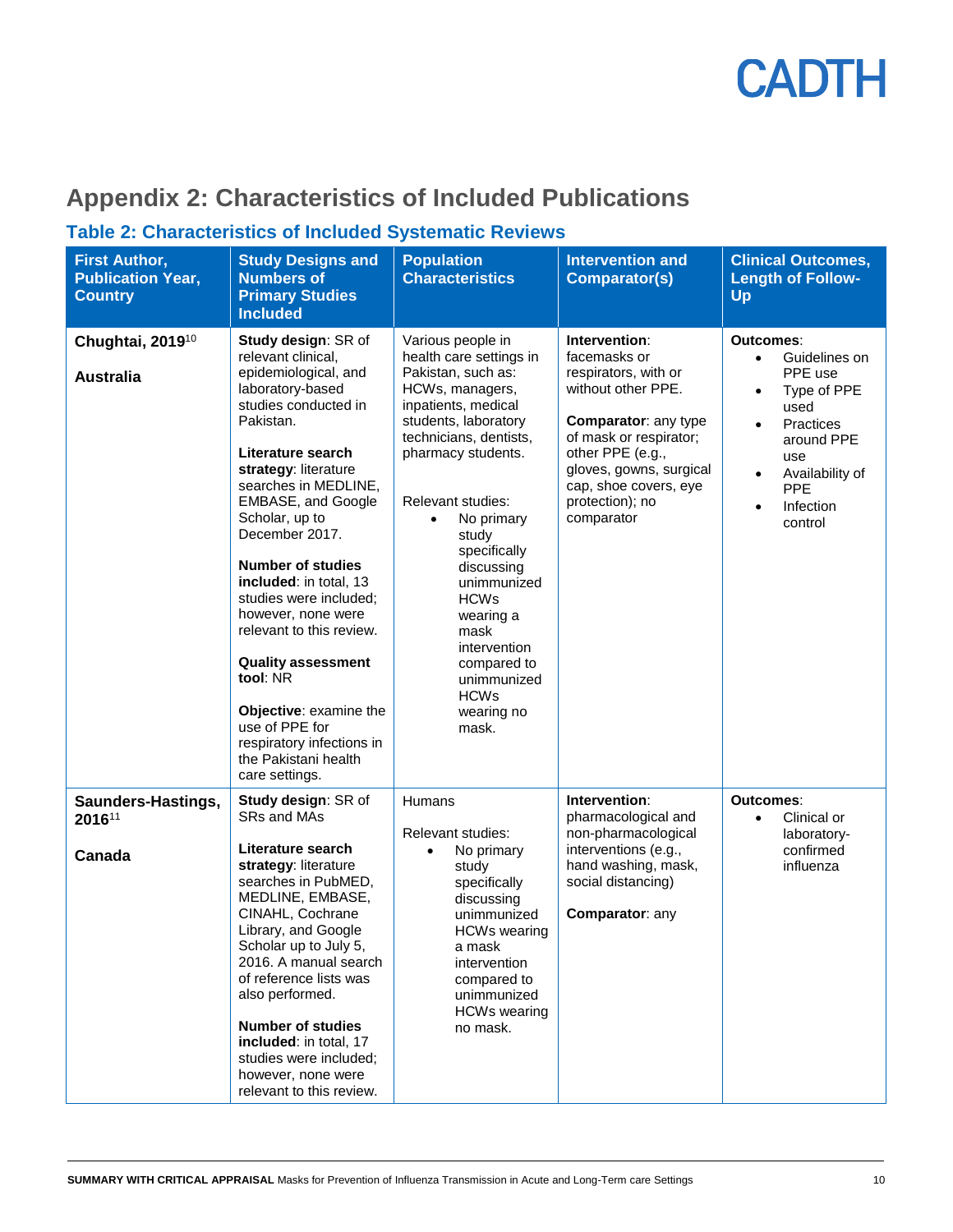## Appendix 2: Characteristics of Included Publications

### Table 2: Characteristics of Included Systematic Reviews

| First Author, Publication Year, Country | Study Designs and Numbers of Primary Studies Included | Population Characteristics | Intervention and Comparator(s) | Clinical Outcomes, Length of Follow-Up |
|---|---|---|---|---|
| **Chughtai, 2019**[10]<br><br>**Australia** | **Study design**: SR of relevant clinical, epidemiological, and laboratory-based studies conducted in Pakistan.<br><br>**Literature search strategy**: literature searches in MEDLINE, EMBASE, and Google Scholar, up to December 2017.<br><br>**Number of studies included**: in total, 13 studies were included; however, none were relevant to this review.<br><br>**Quality assessment tool**: NR<br><br>**Objective**: examine the use of PPE for respiratory infections in the Pakistani health care settings. | Various people in health care settings in Pakistan, such as: HCWs, managers, inpatients, medical students, laboratory technicians, dentists, pharmacy students.<br><br>Relevant studies:<br>• No primary study specifically discussing unimmunized HCWs wearing a mask intervention compared to unimmunized HCWs wearing no mask. | **Intervention**: facemasks or respirators, with or without other PPE.<br><br>**Comparator**: any type of mask or respirator; other PPE (e.g., gloves, gowns, surgical cap, shoe covers, eye protection); no comparator | **Outcomes**:<br>• Guidelines on PPE use<br>• Type of PPE used<br>• Practices around PPE use<br>• Availability of PPE<br>• Infection control |
| **Saunders-Hastings, 2016**[11]<br><br>**Canada** | **Study design**: SR of SRs and MAs<br><br>**Literature search strategy**: literature searches in PubMED, MEDLINE, EMBASE, CINAHL, Cochrane Library, and Google Scholar up to July 5, 2016. A manual search of reference lists was also performed.<br><br>**Number of studies included**: in total, 17 studies were included; however, none were relevant to this review. | Humans<br><br>Relevant studies:<br>• No primary study specifically discussing unimmunized HCWs wearing a mask intervention compared to unimmunized HCWs wearing no mask. | **Intervention**: pharmacological and non-pharmacological interventions (e.g., hand washing, mask, social distancing)<br><br>**Comparator**: any | **Outcomes**:<br>• Clinical or laboratory-confirmed influenza |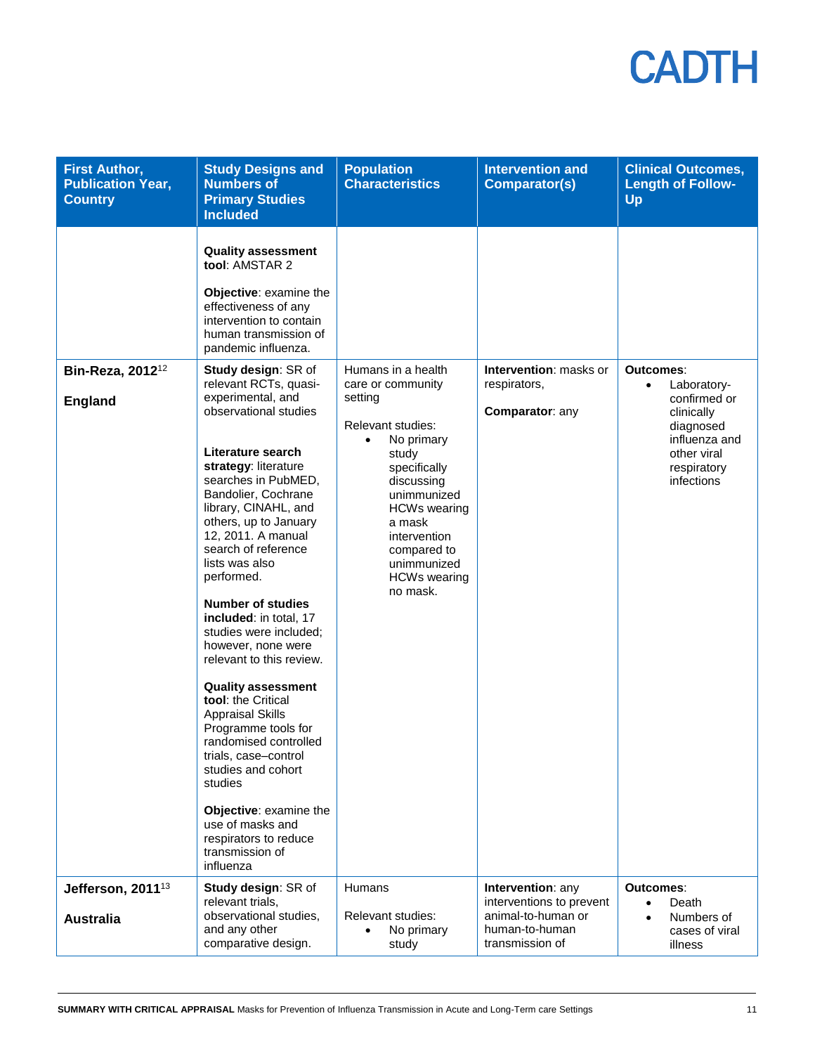| First Author, Publication Year, Country | Study Designs and Numbers of Primary Studies Included | Population Characteristics | Intervention and Comparator(s) | Clinical Outcomes, Length of Follow-Up |
|---|---|---|---|---|
| | **Quality assessment tool**: AMSTAR 2<br><br>**Objective**: examine the effectiveness of any intervention to contain human transmission of pandemic influenza. | | | |
| **Bin-Reza, 2012**[12]<br><br>**England** | **Study design**: SR of relevant RCTs, quasi-experimental, and observational studies<br><br>**Literature search strategy**: literature searches in PubMED, Bandolier, Cochrane library, CINAHL, and others, up to January 12, 2011. A manual search of reference lists was also performed.<br><br>**Number of studies included**: in total, 17 studies were included; however, none were relevant to this review.<br><br>**Quality assessment tool**: the Critical Appraisal Skills Programme tools for randomised controlled trials, case–control studies and cohort studies<br><br>**Objective**: examine the use of masks and respirators to reduce transmission of influenza | Humans in a health care or community setting<br><br>Relevant studies:<br>• No primary study specifically discussing unimmunized HCWs wearing a mask intervention compared to unimmunized HCWs wearing no mask. | **Intervention**: masks or respirators,<br><br>**Comparator**: any | **Outcomes**:<br>• Laboratory-confirmed or clinically diagnosed influenza and other viral respiratory infections |
| **Jefferson, 2011**[13]<br><br>**Australia** | **Study design**: SR of relevant trials, observational studies, and any other comparative design. | Humans<br><br>Relevant studies:<br>• No primary study | **Intervention**: any interventions to prevent animal-to-human or human-to-human transmission of | **Outcomes**:<br>• Death<br>• Numbers of cases of viral illness |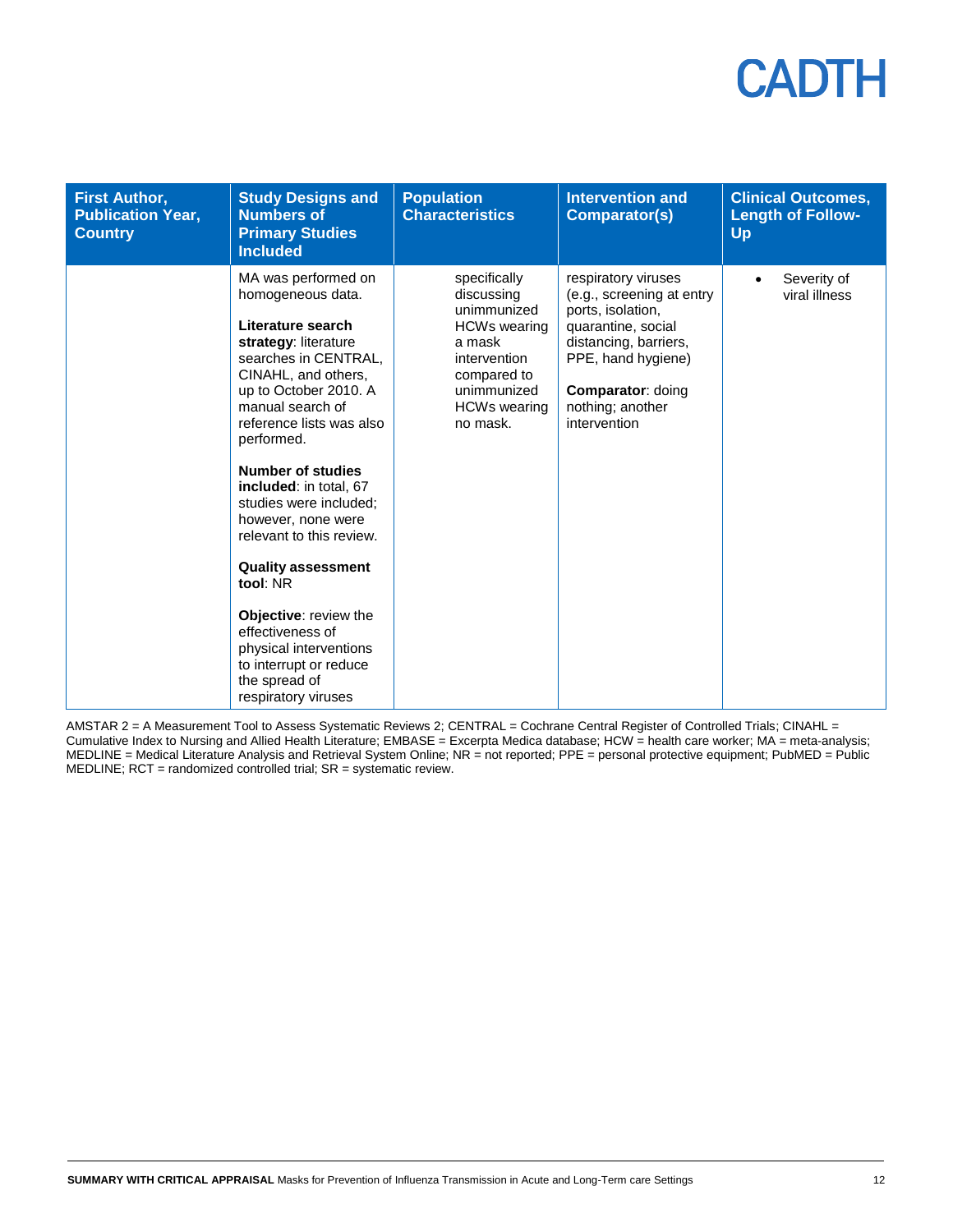| First Author, Publication Year, Country | Study Designs and Numbers of Primary Studies Included | Population Characteristics | Intervention and Comparator(s) | Clinical Outcomes, Length of Follow-Up |
|---|---|---|---|---|
| | MA was performed on homogeneous data.<br><br>**Literature search strategy**: literature searches in CENTRAL, CINAHL, and others, up to October 2010. A manual search of reference lists was also performed.<br><br>**Number of studies included**: in total, 67 studies were included; however, none were relevant to this review.<br><br>**Quality assessment tool**: NR<br><br>**Objective**: review the effectiveness of physical interventions to interrupt or reduce the spread of respiratory viruses | specifically discussing unimmunized HCWs wearing a mask intervention compared to unimmunized HCWs wearing no mask. | respiratory viruses (e.g., screening at entry ports, isolation, quarantine, social distancing, barriers, PPE, hand hygiene)<br><br>**Comparator**: doing nothing; another intervention | • Severity of viral illness |

AMSTAR 2 = A Measurement Tool to Assess Systematic Reviews 2; CENTRAL = Cochrane Central Register of Controlled Trials; CINAHL = Cumulative Index to Nursing and Allied Health Literature; EMBASE = Excerpta Medica database; HCW = health care worker; MA = meta-analysis; MEDLINE = Medical Literature Analysis and Retrieval System Online; NR = not reported; PPE = personal protective equipment; PubMED = Public MEDLINE; RCT = randomized controlled trial; SR = systematic review.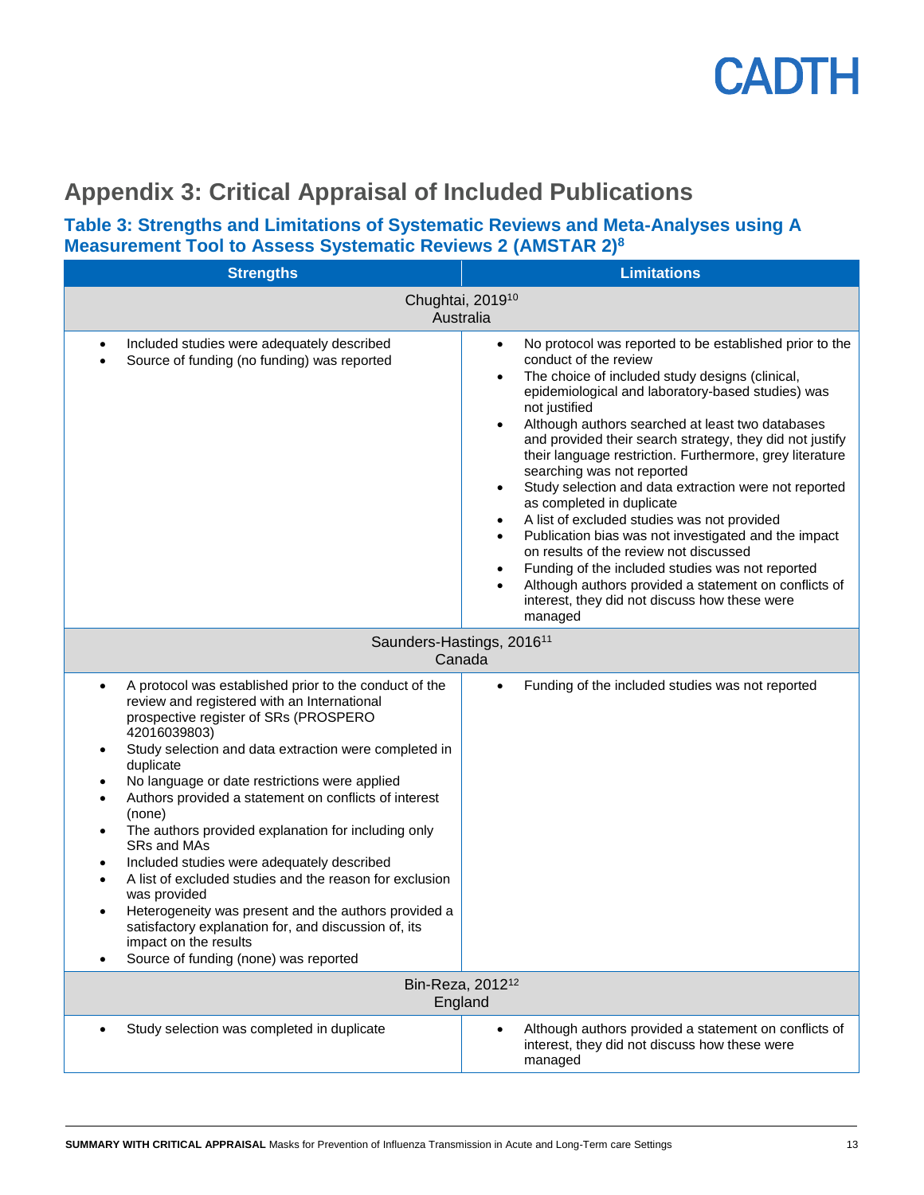# Appendix 3: Critical Appraisal of Included Publications

## Table 3: Strengths and Limitations of Systematic Reviews and Meta-Analyses using A Measurement Tool to Assess Systematic Reviews 2 (AMSTAR 2)[8]

| Strengths | Limitations |
|---|---|
| **Chughtai, 2019[10] Australia** | |
| • Included studies were adequately described<br>• Source of funding (no funding) was reported | • No protocol was reported to be established prior to the conduct of the review<br>• The choice of included study designs (clinical, epidemiological and laboratory-based studies) was not justified<br>• Although authors searched at least two databases and provided their search strategy, they did not justify their language restriction. Furthermore, grey literature searching was not reported<br>• Study selection and data extraction were not reported as completed in duplicate<br>• A list of excluded studies was not provided<br>• Publication bias was not investigated and the impact on results of the review not discussed<br>• Funding of the included studies was not reported<br>• Although authors provided a statement on conflicts of interest, they did not discuss how these were managed |
| **Saunders-Hastings, 2016[11] Canada** | |
| • A protocol was established prior to the conduct of the review and registered with an International prospective register of SRs (PROSPERO 42016039803)<br>• Study selection and data extraction were completed in duplicate<br>• No language or date restrictions were applied<br>• Authors provided a statement on conflicts of interest (none)<br>• The authors provided explanation for including only SRs and MAs<br>• Included studies were adequately described<br>• A list of excluded studies and the reason for exclusion was provided<br>• Heterogeneity was present and the authors provided a satisfactory explanation for, and discussion of, its impact on the results<br>• Source of funding (none) was reported | • Funding of the included studies was not reported |
| **Bin-Reza, 2012[12] England** | |
| • Study selection was completed in duplicate | • Although authors provided a statement on conflicts of interest, they did not discuss how these were managed |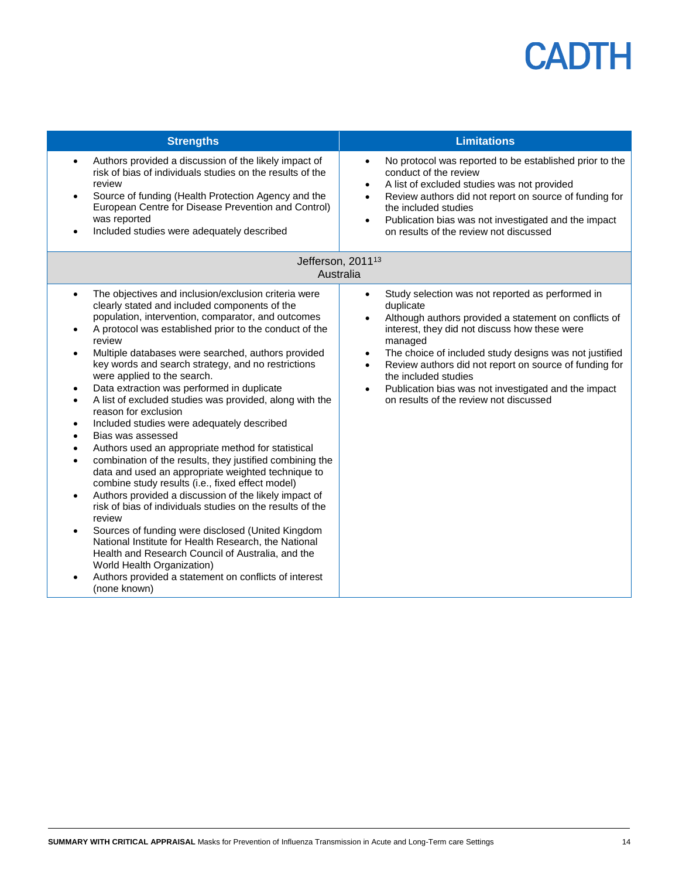| Strengths | Limitations |
|---|---|
| • Authors provided a discussion of the likely impact of risk of bias of individuals studies on the results of the review<br>• Source of funding (Health Protection Agency and the European Centre for Disease Prevention and Control) was reported<br>• Included studies were adequately described | • No protocol was reported to be established prior to the conduct of the review<br>• A list of excluded studies was not provided<br>• Review authors did not report on source of funding for the included studies<br>• Publication bias was not investigated and the impact on results of the review not discussed |
| **Jefferson, 2011[13]<br>Australia** | |
| • The objectives and inclusion/exclusion criteria were clearly stated and included components of the population, intervention, comparator, and outcomes<br>• A protocol was established prior to the conduct of the review<br>• Multiple databases were searched, authors provided key words and search strategy, and no restrictions were applied to the search.<br>• Data extraction was performed in duplicate<br>• A list of excluded studies was provided, along with the reason for exclusion<br>• Included studies were adequately described<br>• Bias was assessed<br>• Authors used an appropriate method for statistical<br>• combination of the results, they justified combining the data and used an appropriate weighted technique to combine study results (i.e., fixed effect model)<br>• Authors provided a discussion of the likely impact of risk of bias of individuals studies on the results of the review<br>• Sources of funding were disclosed (United Kingdom National Institute for Health Research, the National Health and Research Council of Australia, and the World Health Organization)<br>• Authors provided a statement on conflicts of interest (none known) | • Study selection was not reported as performed in duplicate<br>• Although authors provided a statement on conflicts of interest, they did not discuss how these were managed<br>• The choice of included study designs was not justified<br>• Review authors did not report on source of funding for the included studies<br>• Publication bias was not investigated and the impact on results of the review not discussed |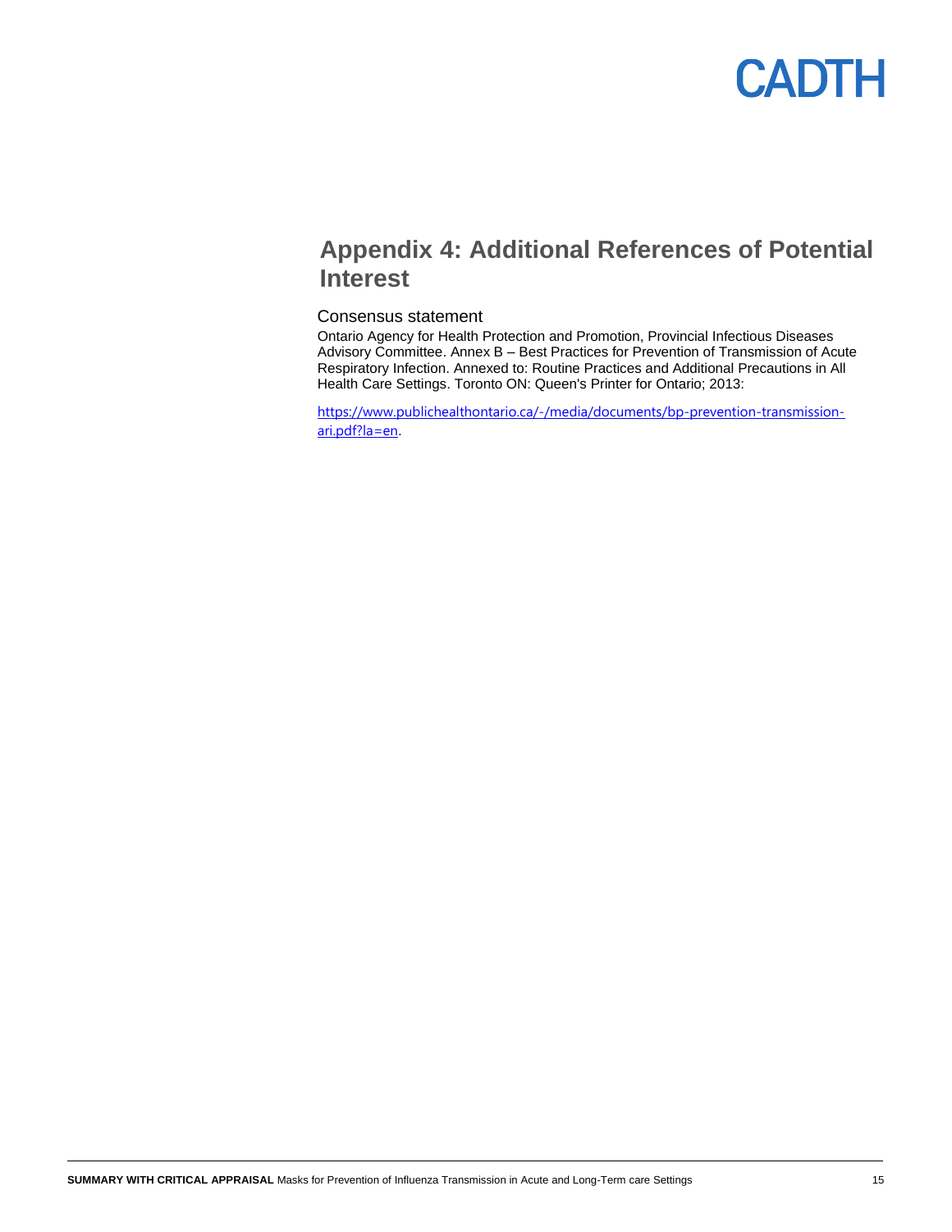# Appendix 4: Additional References of Potential Interest

## Consensus statement

Ontario Agency for Health Protection and Promotion, Provincial Infectious Diseases Advisory Committee. Annex B – Best Practices for Prevention of Transmission of Acute Respiratory Infection. Annexed to: Routine Practices and Additional Precautions in All Health Care Settings. Toronto ON: Queen's Printer for Ontario; 2013:

https://www.publichealthontario.ca/-/media/documents/bp-prevention-transmission-ari.pdf?la=en.